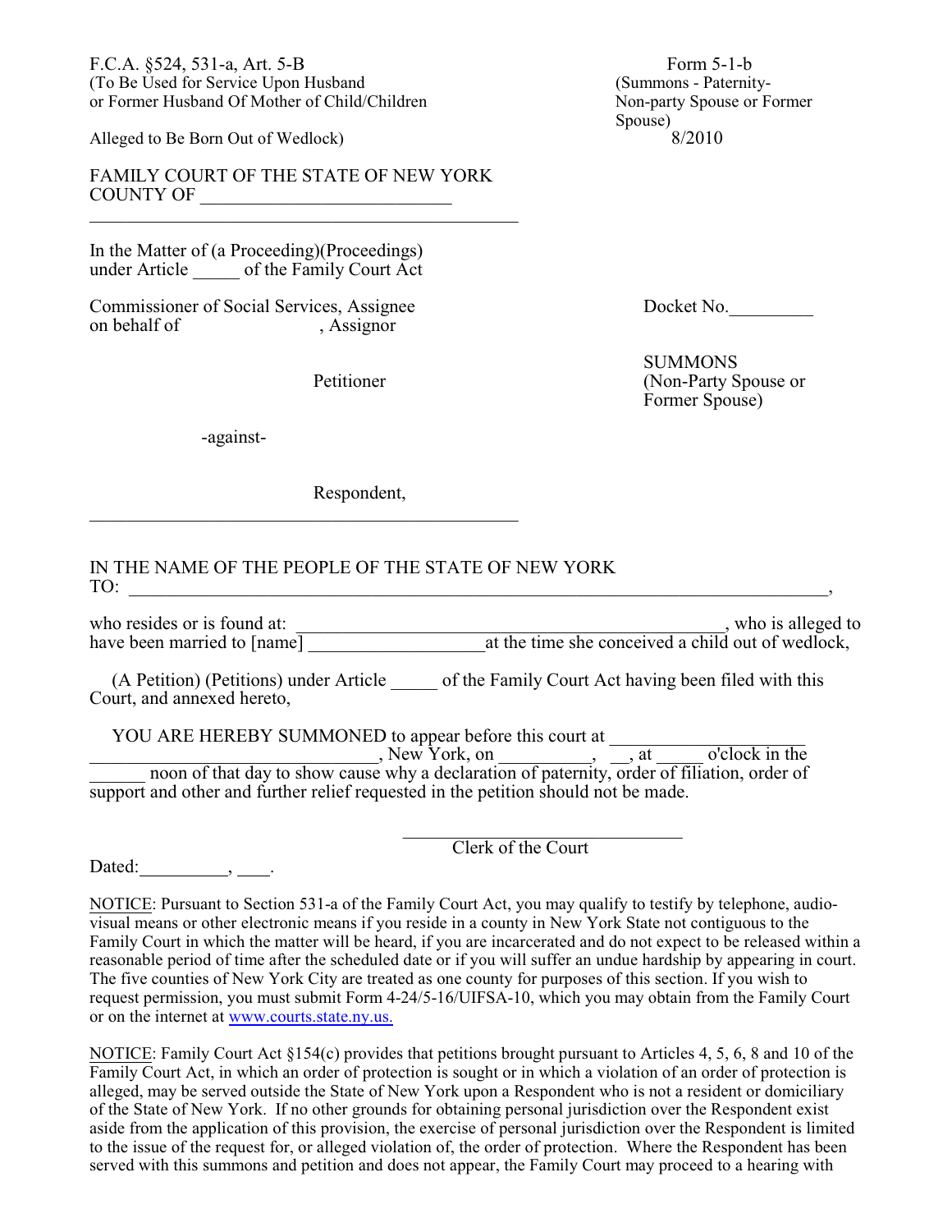F.C.A. §524, 531-a, Art. 5-B
(To Be Used for Service Upon Husband
or Former Husband Of Mother of Child/Children

Alleged to Be Born Out of Wedlock)

Form 5-1-b
(Summons - Paternity-
Non-party Spouse or Former
Spouse)
8/2010

FAMILY COURT OF THE STATE OF NEW YORK
COUNTY OF ___________________________

In the Matter of (a Proceeding)(Proceedings)
under Article _____ of the Family Court Act

Commissioner of Social Services, Assignee
on behalf of , Assignor

Petitioner

-against-

Respondent,

Docket No._________

SUMMONS
(Non-Party Spouse or
Former Spouse)

IN THE NAME OF THE PEOPLE OF THE STATE OF NEW YORK
TO: ___________________________________________________________________________,

who resides or is found at: _______________________________________________, who is alleged to have been married to [name] ___________________at the time she conceived a child out of wedlock,

(A Petition) (Petitions) under Article _____ of the Family Court Act having been filed with this Court, and annexed hereto,

YOU ARE HEREBY SUMMONED to appear before this court at ____________________ ______________________________, New York, on __________, __, at _____ o'clock in the ______ noon of that day to show cause why a declaration of paternity, order of filiation, order of support and other and further relief requested in the petition should not be made.

_______________________________
Clerk of the Court

Dated:_________, ___.

NOTICE: Pursuant to Section 531-a of the Family Court Act, you may qualify to testify by telephone, audio-visual means or other electronic means if you reside in a county in New York State not contiguous to the Family Court in which the matter will be heard, if you are incarcerated and do not expect to be released within a reasonable period of time after the scheduled date or if you will suffer an undue hardship by appearing in court. The five counties of New York City are treated as one county for purposes of this section. If you wish to request permission, you must submit Form 4-24/5-16/UIFSA-10, which you may obtain from the Family Court or on the internet at www.courts.state.ny.us.

NOTICE: Family Court Act §154(c) provides that petitions brought pursuant to Articles 4, 5, 6, 8 and 10 of the Family Court Act, in which an order of protection is sought or in which a violation of an order of protection is alleged, may be served outside the State of New York upon a Respondent who is not a resident or domiciliary of the State of New York. If no other grounds for obtaining personal jurisdiction over the Respondent exist aside from the application of this provision, the exercise of personal jurisdiction over the Respondent is limited to the issue of the request for, or alleged violation of, the order of protection. Where the Respondent has been served with this summons and petition and does not appear, the Family Court may proceed to a hearing with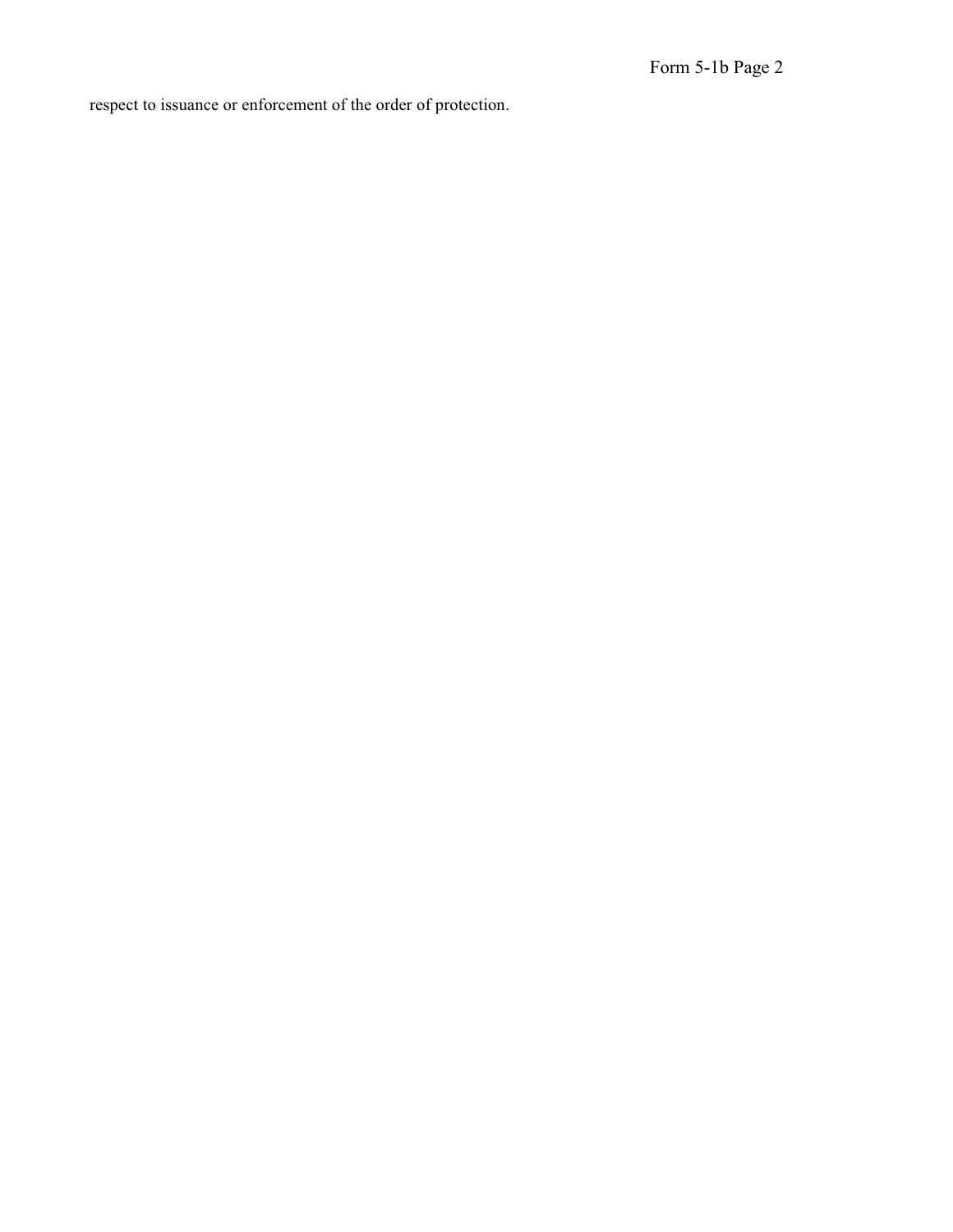respect to issuance or enforcement of the order of protection.